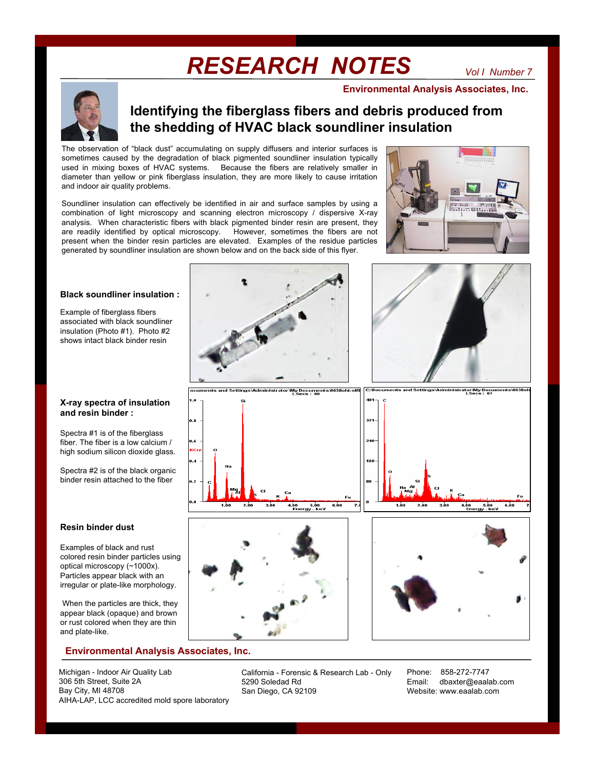# RESEARCH NOTES

*Vol I Number 7*

**Environmental Analysis Associates, Inc.**

## Identifying the fiberglass fibers and debris produced from the shedding of HVAC black soundliner insulation

The observation of "black dust" accumulating on supply diffusers and interior surfaces is sometimes caused by the degradation of black pigmented soundliner insulation typically used in mixing boxes of HVAC systems. Because the fibers are relatively smaller in diameter than yellow or pink fiberglass insulation, they are more likely to cause irritation and indoor air quality problems.

Soundliner insulation can effectively be identified in air and surface samples by using a combination of light microscopy and scanning electron microscopy / dispersive X-ray analysis. When characteristic fibers with black pigmented binder resin are present, they are readily identified by optical microscopy. However, sometimes the fibers are not present when the binder resin particles are elevated. Examples of the residue particles generated by soundliner insulation are shown below and on the back side of this flyer.

**Black soundliner insulation :**

Example of fiberglass fibers associated with black soundliner insulation (Photo #1). Photo #2 shows intact black binder resin

**X-ray spectra of insulation and resin binder :**

Spectra #1 is of the fiberglass fiber. The fiber is a low calcium / high sodium silicon dioxide glass.

Spectra #2 is of the black organic binder resin attached to the fiber

**Resin binder dust**

Examples of black and rust colored resin binder particles using optical microscopy (~1000x). Particles appear black with an irregular or plate-like morphology.

When the particles are thick, they appear black (opaque) and brown or rust colored when they are thin and plate-like.

**Environmental Analysis Associates, Inc.**

Michigan - Indoor Air Quality Lab
306 5th Street, Suite 2A
Bay City, MI 48708
AIHA-LAP, LCC accredited mold spore laboratory

California - Forensic & Research Lab - Only
5290 Soledad Rd
San Diego, CA 92109

Phone: 858-272-7747
Email: dbaxter@eaalab.com
Website: www.eaalab.com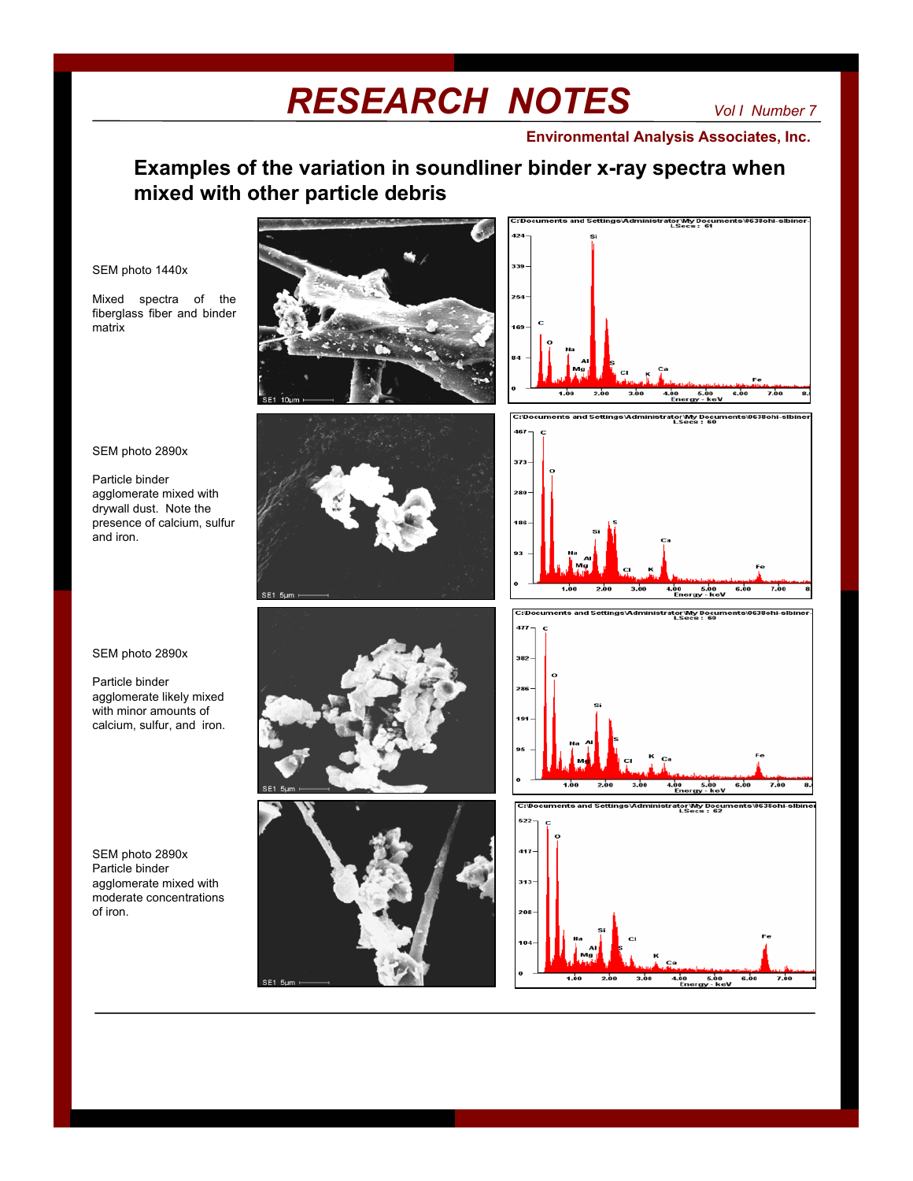# RESEARCH NOTES

Vol I Number 7

**Environmental Analysis Associates, Inc.**

## Examples of the variation in soundliner binder x-ray spectra when mixed with other particle debris

SEM photo 1440x

Mixed spectra of the fiberglass fiber and binder matrix

SEM photo 2890x

Particle binder agglomerate mixed with drywall dust. Note the presence of calcium, sulfur and iron.

SEM photo 2890x

Particle binder agglomerate likely mixed with minor amounts of calcium, sulfur, and iron.

SEM photo 2890x
Particle binder agglomerate mixed with moderate concentrations of iron.